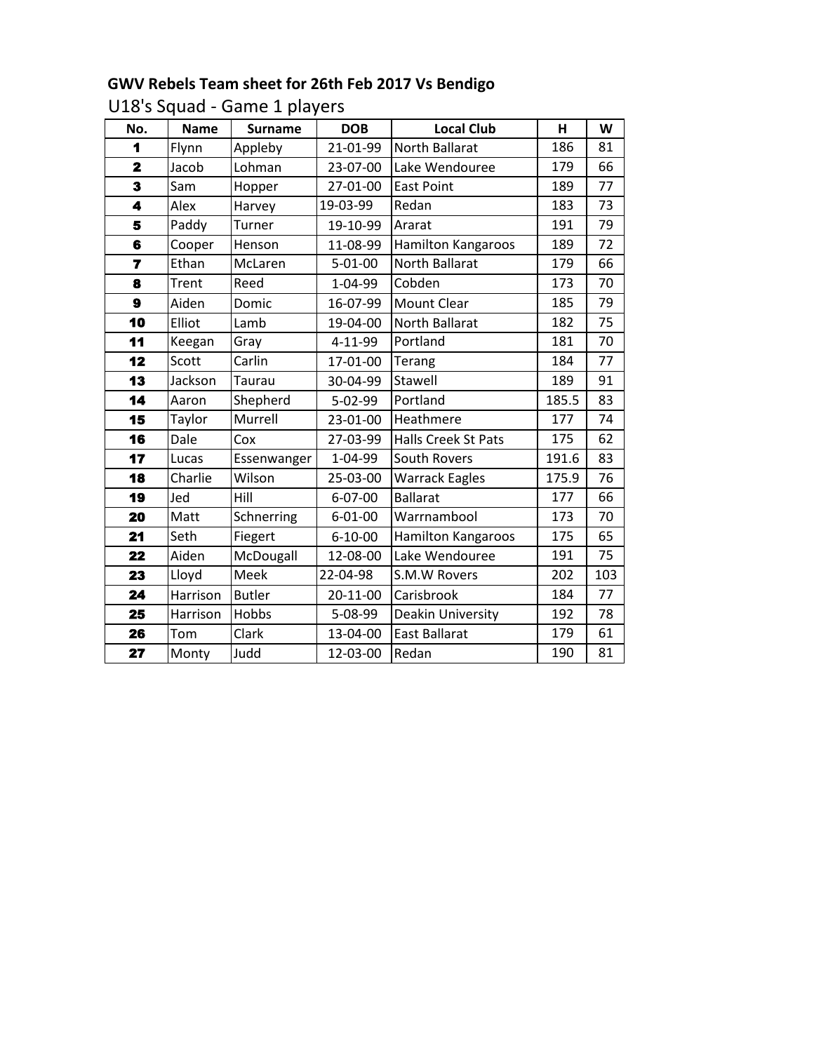**GWV Rebels Team sheet for 26th Feb 2017 Vs Bendigo**

U18's Squad - Game 1 players

| No. | Name | Surname | DOB | Local Club | H | W |
|---|---|---|---|---|---|---|
| 1 | Flynn | Appleby | 21-01-99 | North Ballarat | 186 | 81 |
| 2 | Jacob | Lohman | 23-07-00 | Lake Wendouree | 179 | 66 |
| 3 | Sam | Hopper | 27-01-00 | East Point | 189 | 77 |
| 4 | Alex | Harvey | 19-03-99 | Redan | 183 | 73 |
| 5 | Paddy | Turner | 19-10-99 | Ararat | 191 | 79 |
| 6 | Cooper | Henson | 11-08-99 | Hamilton Kangaroos | 189 | 72 |
| 7 | Ethan | McLaren | 5-01-00 | North Ballarat | 179 | 66 |
| 8 | Trent | Reed | 1-04-99 | Cobden | 173 | 70 |
| 9 | Aiden | Domic | 16-07-99 | Mount Clear | 185 | 79 |
| 10 | Elliot | Lamb | 19-04-00 | North Ballarat | 182 | 75 |
| 11 | Keegan | Gray | 4-11-99 | Portland | 181 | 70 |
| 12 | Scott | Carlin | 17-01-00 | Terang | 184 | 77 |
| 13 | Jackson | Taurau | 30-04-99 | Stawell | 189 | 91 |
| 14 | Aaron | Shepherd | 5-02-99 | Portland | 185.5 | 83 |
| 15 | Taylor | Murrell | 23-01-00 | Heathmere | 177 | 74 |
| 16 | Dale | Cox | 27-03-99 | Halls Creek St Pats | 175 | 62 |
| 17 | Lucas | Essenwanger | 1-04-99 | South Rovers | 191.6 | 83 |
| 18 | Charlie | Wilson | 25-03-00 | Warrack Eagles | 175.9 | 76 |
| 19 | Jed | Hill | 6-07-00 | Ballarat | 177 | 66 |
| 20 | Matt | Schnerring | 6-01-00 | Warrnambool | 173 | 70 |
| 21 | Seth | Fiegert | 6-10-00 | Hamilton Kangaroos | 175 | 65 |
| 22 | Aiden | McDougall | 12-08-00 | Lake Wendouree | 191 | 75 |
| 23 | Lloyd | Meek | 22-04-98 | S.M.W Rovers | 202 | 103 |
| 24 | Harrison | Butler | 20-11-00 | Carisbrook | 184 | 77 |
| 25 | Harrison | Hobbs | 5-08-99 | Deakin University | 192 | 78 |
| 26 | Tom | Clark | 13-04-00 | East Ballarat | 179 | 61 |
| 27 | Monty | Judd | 12-03-00 | Redan | 190 | 81 |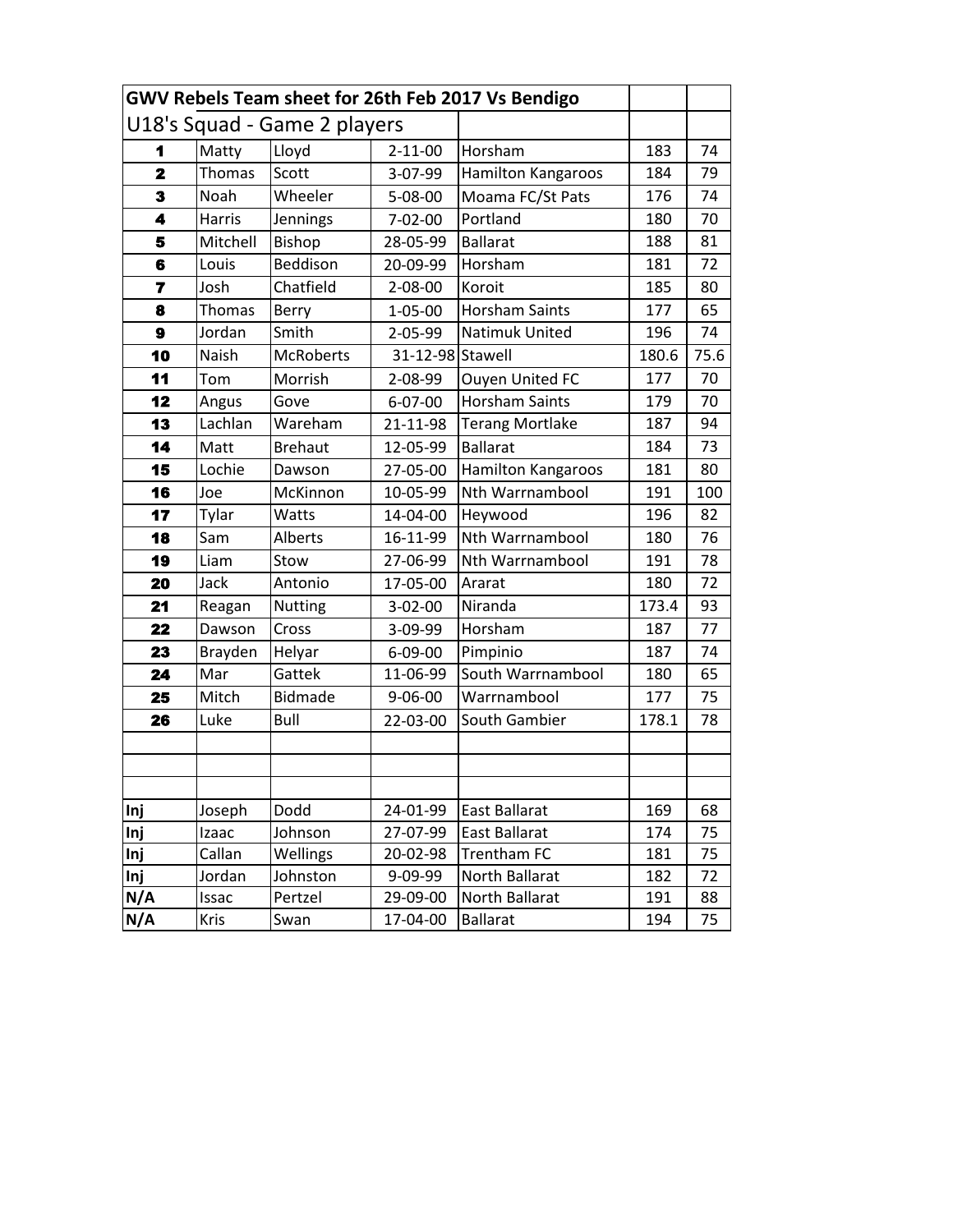| GWV Rebels Team sheet for 26th Feb 2017 Vs Bendigo | | | | | | |
|---|---|---|---|---|---|---|
| U18's Squad - Game 2 players | | | | | | |
| **1** | Matty | Lloyd | 2-11-00 | Horsham | 183 | 74 |
| **2** | Thomas | Scott | 3-07-99 | Hamilton Kangaroos | 184 | 79 |
| **3** | Noah | Wheeler | 5-08-00 | Moama FC/St Pats | 176 | 74 |
| **4** | Harris | Jennings | 7-02-00 | Portland | 180 | 70 |
| **5** | Mitchell | Bishop | 28-05-99 | Ballarat | 188 | 81 |
| **6** | Louis | Beddison | 20-09-99 | Horsham | 181 | 72 |
| **7** | Josh | Chatfield | 2-08-00 | Koroit | 185 | 80 |
| **8** | Thomas | Berry | 1-05-00 | Horsham Saints | 177 | 65 |
| **9** | Jordan | Smith | 2-05-99 | Natimuk United | 196 | 74 |
| **10** | Naish | McRoberts | 31-12-98 | Stawell | 180.6 | 75.6 |
| **11** | Tom | Morrish | 2-08-99 | Ouyen United FC | 177 | 70 |
| **12** | Angus | Gove | 6-07-00 | Horsham Saints | 179 | 70 |
| **13** | Lachlan | Wareham | 21-11-98 | Terang Mortlake | 187 | 94 |
| **14** | Matt | Brehaut | 12-05-99 | Ballarat | 184 | 73 |
| **15** | Lochie | Dawson | 27-05-00 | Hamilton Kangaroos | 181 | 80 |
| **16** | Joe | McKinnon | 10-05-99 | Nth Warrnambool | 191 | 100 |
| **17** | Tylar | Watts | 14-04-00 | Heywood | 196 | 82 |
| **18** | Sam | Alberts | 16-11-99 | Nth Warrnambool | 180 | 76 |
| **19** | Liam | Stow | 27-06-99 | Nth Warrnambool | 191 | 78 |
| **20** | Jack | Antonio | 17-05-00 | Ararat | 180 | 72 |
| **21** | Reagan | Nutting | 3-02-00 | Niranda | 173.4 | 93 |
| **22** | Dawson | Cross | 3-09-99 | Horsham | 187 | 77 |
| **23** | Brayden | Helyar | 6-09-00 | Pimpinio | 187 | 74 |
| **24** | Mar | Gattek | 11-06-99 | South Warrnambool | 180 | 65 |
| **25** | Mitch | Bidmade | 9-06-00 | Warrnambool | 177 | 75 |
| **26** | Luke | Bull | 22-03-00 | South Gambier | 178.1 | 78 |
| | | | | | | |
| | | | | | | |
| | | | | | | |
| **Inj** | Joseph | Dodd | 24-01-99 | East Ballarat | 169 | 68 |
| **Inj** | Izaac | Johnson | 27-07-99 | East Ballarat | 174 | 75 |
| **Inj** | Callan | Wellings | 20-02-98 | Trentham FC | 181 | 75 |
| **Inj** | Jordan | Johnston | 9-09-99 | North Ballarat | 182 | 72 |
| **N/A** | Issac | Pertzel | 29-09-00 | North Ballarat | 191 | 88 |
| **N/A** | Kris | Swan | 17-04-00 | Ballarat | 194 | 75 |